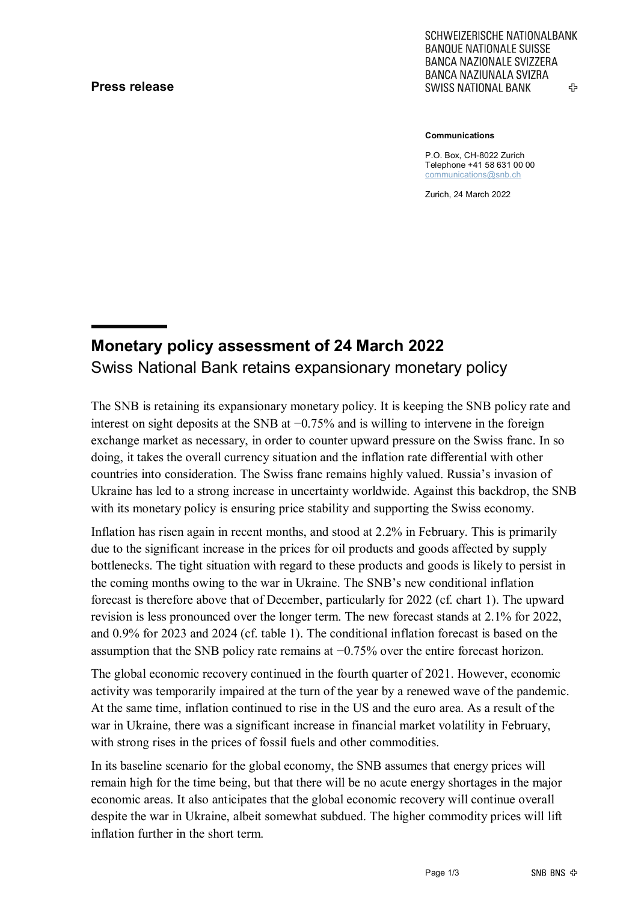**Press release**

SCHWEIZERISCHE NATIONALBANK
BANQUE NATIONALE SUISSE
BANCA NAZIONALE SVIZZERA
BANCA NAZIUNALA SVIZRA
SWISS NATIONAL BANK

**Communications**

P.O. Box, CH-8022 Zurich
Telephone +41 58 631 00 00
communications@snb.ch

Zurich, 24 March 2022

# Monetary policy assessment of 24 March 2022

## Swiss National Bank retains expansionary monetary policy

The SNB is retaining its expansionary monetary policy. It is keeping the SNB policy rate and interest on sight deposits at the SNB at −0.75% and is willing to intervene in the foreign exchange market as necessary, in order to counter upward pressure on the Swiss franc. In so doing, it takes the overall currency situation and the inflation rate differential with other countries into consideration. The Swiss franc remains highly valued. Russia's invasion of Ukraine has led to a strong increase in uncertainty worldwide. Against this backdrop, the SNB with its monetary policy is ensuring price stability and supporting the Swiss economy.

Inflation has risen again in recent months, and stood at 2.2% in February. This is primarily due to the significant increase in the prices for oil products and goods affected by supply bottlenecks. The tight situation with regard to these products and goods is likely to persist in the coming months owing to the war in Ukraine. The SNB's new conditional inflation forecast is therefore above that of December, particularly for 2022 (cf. chart 1). The upward revision is less pronounced over the longer term. The new forecast stands at 2.1% for 2022, and 0.9% for 2023 and 2024 (cf. table 1). The conditional inflation forecast is based on the assumption that the SNB policy rate remains at −0.75% over the entire forecast horizon.

The global economic recovery continued in the fourth quarter of 2021. However, economic activity was temporarily impaired at the turn of the year by a renewed wave of the pandemic. At the same time, inflation continued to rise in the US and the euro area. As a result of the war in Ukraine, there was a significant increase in financial market volatility in February, with strong rises in the prices of fossil fuels and other commodities.

In its baseline scenario for the global economy, the SNB assumes that energy prices will remain high for the time being, but that there will be no acute energy shortages in the major economic areas. It also anticipates that the global economic recovery will continue overall despite the war in Ukraine, albeit somewhat subdued. The higher commodity prices will lift inflation further in the short term.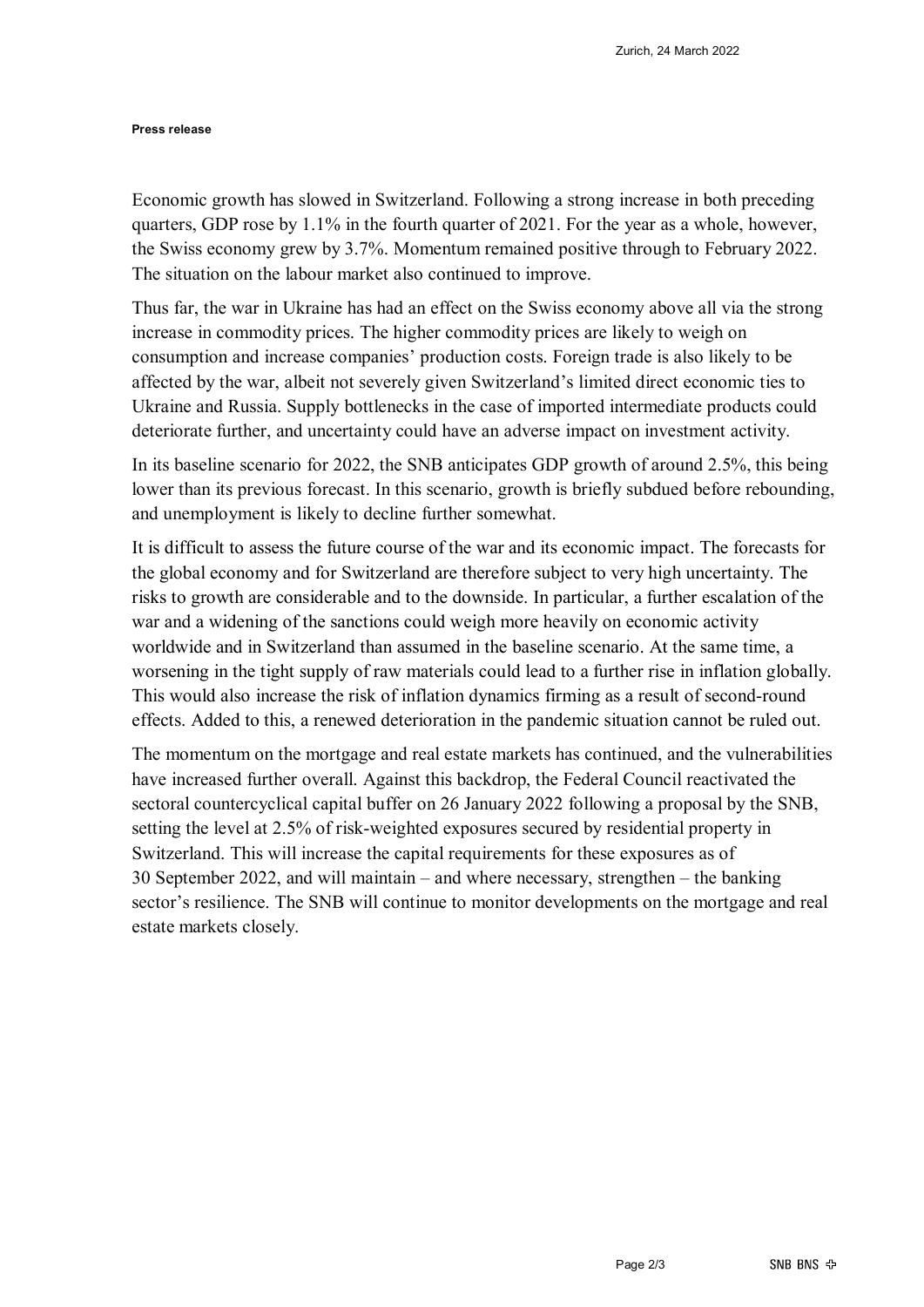Economic growth has slowed in Switzerland. Following a strong increase in both preceding quarters, GDP rose by 1.1% in the fourth quarter of 2021. For the year as a whole, however, the Swiss economy grew by 3.7%. Momentum remained positive through to February 2022. The situation on the labour market also continued to improve.

Thus far, the war in Ukraine has had an effect on the Swiss economy above all via the strong increase in commodity prices. The higher commodity prices are likely to weigh on consumption and increase companies' production costs. Foreign trade is also likely to be affected by the war, albeit not severely given Switzerland's limited direct economic ties to Ukraine and Russia. Supply bottlenecks in the case of imported intermediate products could deteriorate further, and uncertainty could have an adverse impact on investment activity.

In its baseline scenario for 2022, the SNB anticipates GDP growth of around 2.5%, this being lower than its previous forecast. In this scenario, growth is briefly subdued before rebounding, and unemployment is likely to decline further somewhat.

It is difficult to assess the future course of the war and its economic impact. The forecasts for the global economy and for Switzerland are therefore subject to very high uncertainty. The risks to growth are considerable and to the downside. In particular, a further escalation of the war and a widening of the sanctions could weigh more heavily on economic activity worldwide and in Switzerland than assumed in the baseline scenario. At the same time, a worsening in the tight supply of raw materials could lead to a further rise in inflation globally. This would also increase the risk of inflation dynamics firming as a result of second-round effects. Added to this, a renewed deterioration in the pandemic situation cannot be ruled out.

The momentum on the mortgage and real estate markets has continued, and the vulnerabilities have increased further overall. Against this backdrop, the Federal Council reactivated the sectoral countercyclical capital buffer on 26 January 2022 following a proposal by the SNB, setting the level at 2.5% of risk-weighted exposures secured by residential property in Switzerland. This will increase the capital requirements for these exposures as of 30 September 2022, and will maintain – and where necessary, strengthen – the banking sector's resilience. The SNB will continue to monitor developments on the mortgage and real estate markets closely.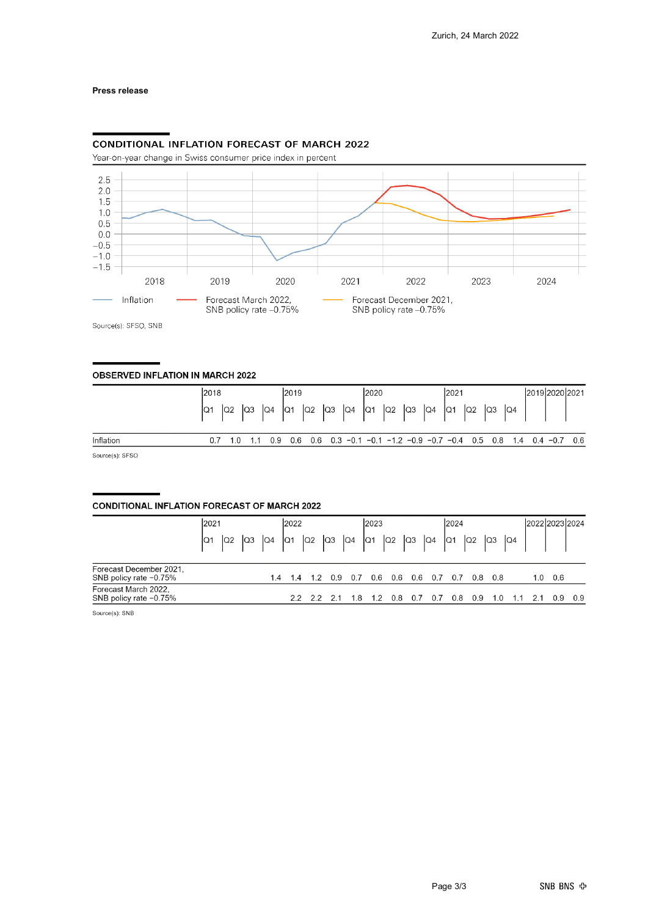Zurich, 24 March 2022

**Press release**

## CONDITIONAL INFLATION FORECAST OF MARCH 2022

Year-on-year change in Swiss consumer price index in percent

2.5
2.0
1.5
1.0
0.5
0.0
−0.5
−1.0
−1.5

2018 2019 2020 2021 2022 2023 2024

Inflation

Forecast March 2022, SNB policy rate −0.75%

Forecast December 2021, SNB policy rate −0.75%

Source(s): SFSO, SNB

## OBSERVED INFLATION IN MARCH 2022

| | 2018 | | | | 2019 | | | | 2020 | | | | 2021 | | | | 2019 | 2020 | 2021 |
|---|---|---|---|---|---|---|---|---|---|---|---|---|---|---|---|---|---|---|---|
| | Q1 | Q2 | Q3 | Q4 | Q1 | Q2 | Q3 | Q4 | Q1 | Q2 | Q3 | Q4 | Q1 | Q2 | Q3 | Q4 | | | |
| Inflation | 0.7 | 1.0 | 1.1 | 0.9 | 0.6 | 0.6 | 0.3 | −0.1 | −0.1 | −1.2 | −0.9 | −0.7 | −0.4 | 0.5 | 0.8 | 1.4 | 0.4 | −0.7 | 0.6 |

Source(s): SFSO

## CONDITIONAL INFLATION FORECAST OF MARCH 2022

| | 2021 | | | | 2022 | | | | 2023 | | | | 2024 | | | | 2022 | 2023 | 2024 |
|---|---|---|---|---|---|---|---|---|---|---|---|---|---|---|---|---|---|---|---|
| | Q1 | Q2 | Q3 | Q4 | Q1 | Q2 | Q3 | Q4 | Q1 | Q2 | Q3 | Q4 | Q1 | Q2 | Q3 | Q4 | | | |
| Forecast December 2021, SNB policy rate −0.75% | | | | 1.4 | 1.4 | 1.2 | 0.9 | 0.7 | 0.6 | 0.6 | 0.6 | 0.7 | 0.7 | 0.8 | 0.8 | | 1.0 | 0.6 | |
| Forecast March 2022, SNB policy rate −0.75% | | | | | 2.2 | 2.2 | 2.1 | 1.8 | 1.2 | 0.8 | 0.7 | 0.7 | 0.8 | 0.9 | 1.0 | 1.1 | 2.1 | 0.9 | 0.9 |

Source(s): SNB